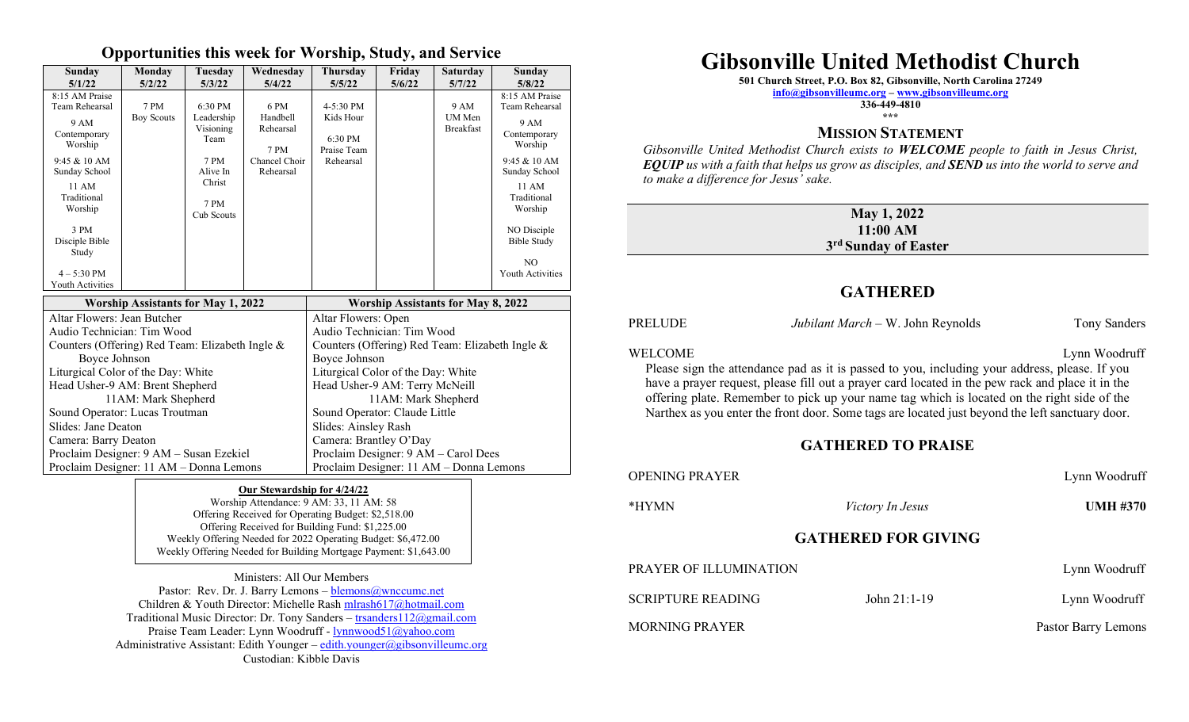## Opportunities this week for Worship, Study, and Service

| Sunday 5/1/22 | Monday 5/2/22 | Tuesday 5/3/22 | Wednesday 5/4/22 | Thursday 5/5/22 | Friday 5/6/22 | Saturday 5/7/22 | Sunday 5/8/22 |
|---|---|---|---|---|---|---|---|
| 8:15 AM Praise Team Rehearsal<br>9 AM Contemporary Worship<br>9:45 & 10 AM Sunday School<br>11 AM Traditional Worship<br>3 PM Disciple Bible Study<br>4 – 5:30 PM Youth Activities | 7 PM Boy Scouts | 6:30 PM Leadership Visioning Team<br>7 PM Alive In Christ<br>7 PM Cub Scouts | 6 PM Handbell Rehearsal<br>7 PM Chancel Choir Rehearsal | 4-5:30 PM Kids Hour<br>6:30 PM Praise Team Rehearsal | | 9 AM UM Men Breakfast | 8:15 AM Praise Team Rehearsal<br>9 AM Contemporary Worship<br>9:45 & 10 AM Sunday School<br>11 AM Traditional Worship<br>NO Disciple Bible Study<br>NO Youth Activities |

| Worship Assistants for May 1, 2022 | Worship Assistants for May 8, 2022 |
|---|---|
| Altar Flowers: Jean Butcher | Altar Flowers: Open |
| Audio Technician: Tim Wood | Audio Technician: Tim Wood |
| Counters (Offering) Red Team: Elizabeth Ingle & Boyce Johnson | Counters (Offering) Red Team: Elizabeth Ingle & Boyce Johnson |
| Liturgical Color of the Day: White | Liturgical Color of the Day: White |
| Head Usher-9 AM: Brent Shepherd<br>11AM: Mark Shepherd | Head Usher-9 AM: Terry McNeill<br>11AM: Mark Shepherd |
| Sound Operator: Lucas Troutman | Sound Operator: Claude Little |
| Slides: Jane Deaton | Slides: Ainsley Rash |
| Camera: Barry Deaton | Camera: Brantley O'Day |
| Proclaim Designer: 9 AM – Susan Ezekiel | Proclaim Designer: 9 AM – Carol Dees |
| Proclaim Designer: 11 AM – Donna Lemons | Proclaim Designer: 11 AM – Donna Lemons |

**Our Stewardship for 4/24/22**

Worship Attendance: 9 AM: 33, 11 AM: 58
Offering Received for Operating Budget: $2,518.00
Offering Received for Building Fund: $1,225.00
Weekly Offering Needed for 2022 Operating Budget: $6,472.00
Weekly Offering Needed for Building Mortgage Payment: $1,643.00

Ministers: All Our Members
Pastor: Rev. Dr. J. Barry Lemons – blemons@wnccumc.net
Children & Youth Director: Michelle Rash mlrash617@hotmail.com
Traditional Music Director: Dr. Tony Sanders – trsanders112@gmail.com
Praise Team Leader: Lynn Woodruff - lynnwood51@yahoo.com
Administrative Assistant: Edith Younger – edith.younger@gibsonvilleumc.org
Custodian: Kibble Davis

# Gibsonville United Methodist Church

**501 Church Street, P.O. Box 82, Gibsonville, North Carolina 27249**
**info@gibsonvilleumc.org – www.gibsonvilleumc.org**
**336-449-4810**
\*\*\*

### MISSION STATEMENT

*Gibsonville United Methodist Church exists to **WELCOME** people to faith in Jesus Christ, **EQUIP** us with a faith that helps us grow as disciples, and **SEND** us into the world to serve and to make a difference for Jesus' sake.*

**May 1, 2022**
**11:00 AM**
**3rd Sunday of Easter**

## GATHERED

PRELUDE — *Jubilant March* – W. John Reynolds — Tony Sanders

WELCOME — Lynn Woodruff

Please sign the attendance pad as it is passed to you, including your address, please. If you have a prayer request, please fill out a prayer card located in the pew rack and place it in the offering plate. Remember to pick up your name tag which is located on the right side of the Narthex as you enter the front door. Some tags are located just beyond the left sanctuary door.

## GATHERED TO PRAISE

OPENING PRAYER — Lynn Woodruff

\*HYMN — *Victory In Jesus* — **UMH #370**

## GATHERED FOR GIVING

PRAYER OF ILLUMINATION — Lynn Woodruff

SCRIPTURE READING — John 21:1-19 — Lynn Woodruff

MORNING PRAYER — Pastor Barry Lemons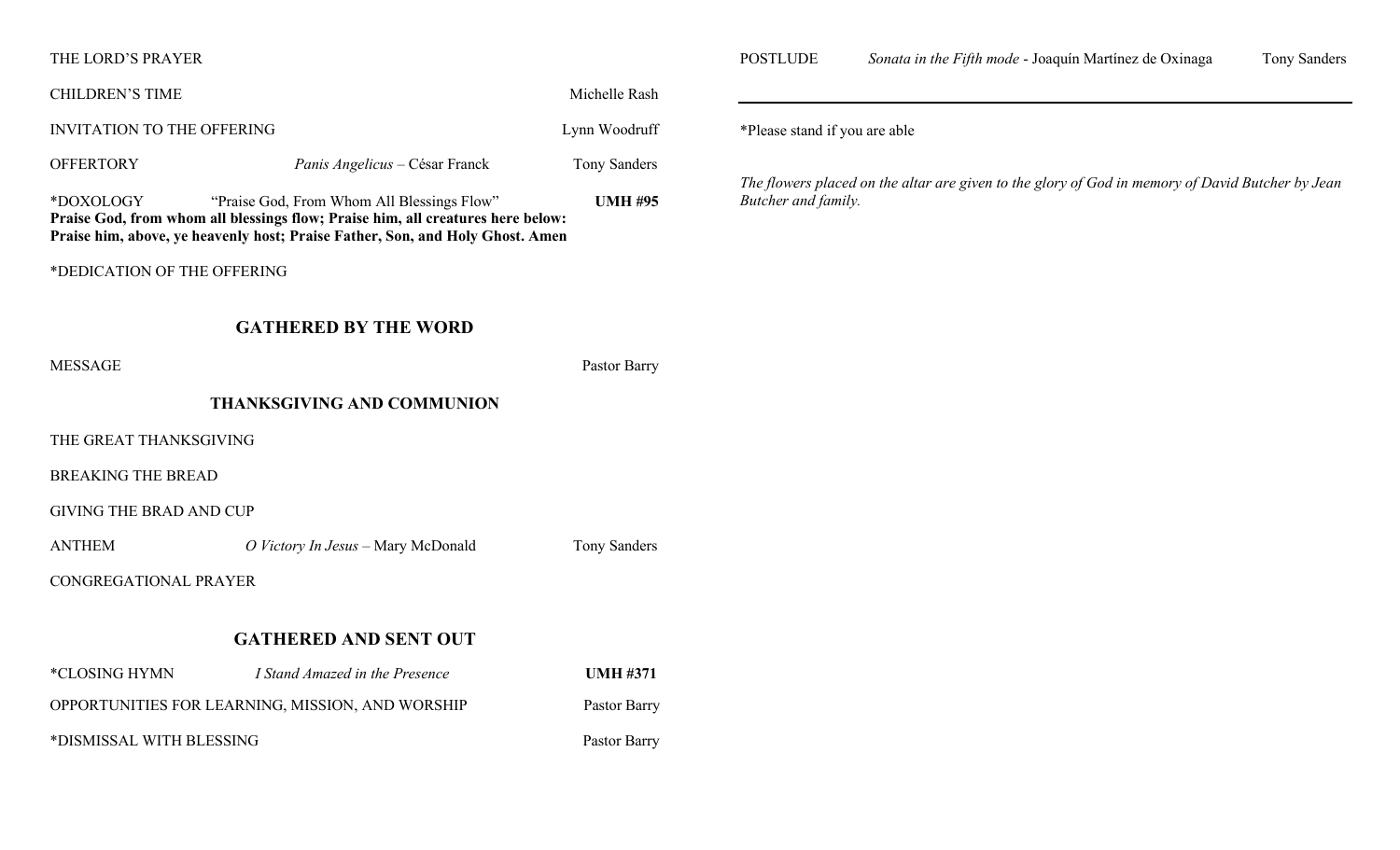THE LORD'S PRAYER

CHILDREN'S TIME — Michelle Rash

INVITATION TO THE OFFERING — Lynn Woodruff

OFFERTORY — *Panis Angelicus* – César Franck — Tony Sanders

*DOXOLOGY — "Praise God, From Whom All Blessings Flow" — **UMH #95**

**Praise God, from whom all blessings flow; Praise him, all creatures here below: Praise him, above, ye heavenly host; Praise Father, Son, and Holy Ghost. Amen**

*DEDICATION OF THE OFFERING

## GATHERED BY THE WORD

MESSAGE — Pastor Barry

## THANKSGIVING AND COMMUNION

THE GREAT THANKSGIVING

BREAKING THE BREAD

GIVING THE BRAD AND CUP

ANTHEM — *O Victory In Jesus* – Mary McDonald — Tony Sanders

CONGREGATIONAL PRAYER

## GATHERED AND SENT OUT

*CLOSING HYMN — *I Stand Amazed in the Presence* — **UMH #371**

OPPORTUNITIES FOR LEARNING, MISSION, AND WORSHIP — Pastor Barry

*DISMISSAL WITH BLESSING — Pastor Barry

POSTLUDE — *Sonata in the Fifth mode* - Joaquín Martínez de Oxinaga — Tony Sanders

---

*Please stand if you are able

*The flowers placed on the altar are given to the glory of God in memory of David Butcher by Jean Butcher and family.*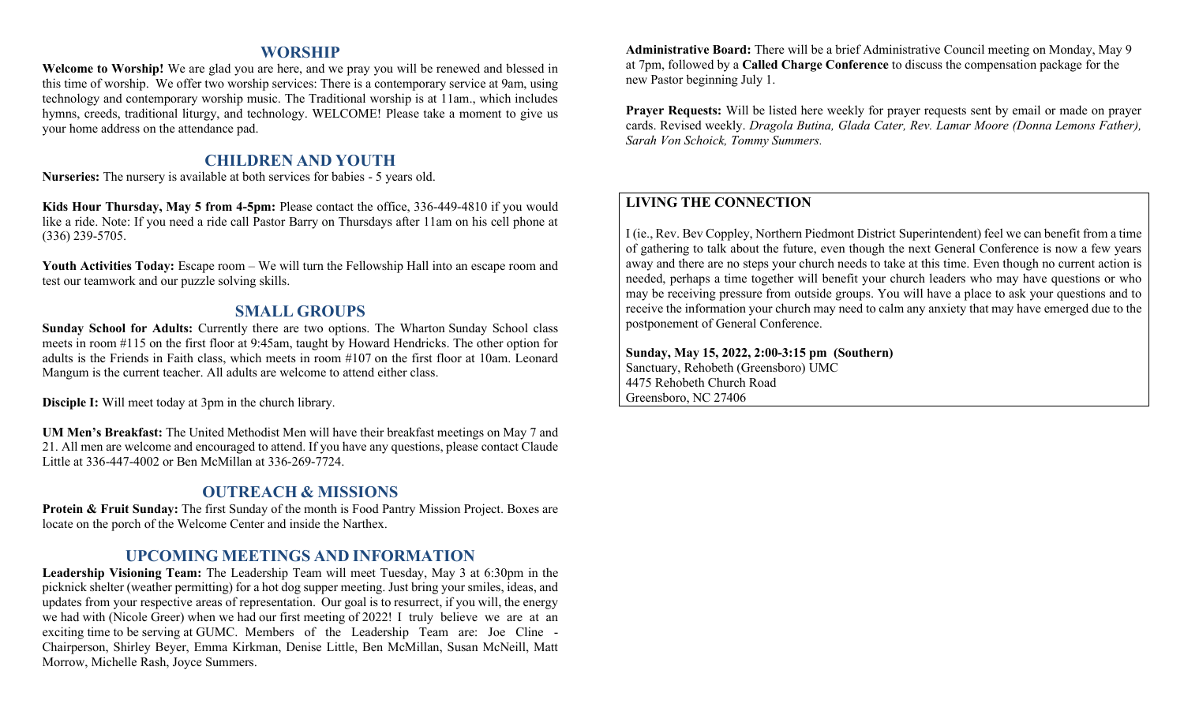## WORSHIP

**Welcome to Worship!** We are glad you are here, and we pray you will be renewed and blessed in this time of worship. We offer two worship services: There is a contemporary service at 9am, using technology and contemporary worship music. The Traditional worship is at 11am., which includes hymns, creeds, traditional liturgy, and technology. WELCOME! Please take a moment to give us your home address on the attendance pad.

## CHILDREN AND YOUTH

**Nurseries:** The nursery is available at both services for babies - 5 years old.

**Kids Hour Thursday, May 5 from 4-5pm:** Please contact the office, 336-449-4810 if you would like a ride. Note: If you need a ride call Pastor Barry on Thursdays after 11am on his cell phone at (336) 239-5705.

**Youth Activities Today:** Escape room – We will turn the Fellowship Hall into an escape room and test our teamwork and our puzzle solving skills.

## SMALL GROUPS

**Sunday School for Adults:** Currently there are two options. The Wharton Sunday School class meets in room #115 on the first floor at 9:45am, taught by Howard Hendricks. The other option for adults is the Friends in Faith class, which meets in room #107 on the first floor at 10am. Leonard Mangum is the current teacher. All adults are welcome to attend either class.

**Disciple I:** Will meet today at 3pm in the church library.

**UM Men's Breakfast:** The United Methodist Men will have their breakfast meetings on May 7 and 21. All men are welcome and encouraged to attend. If you have any questions, please contact Claude Little at 336-447-4002 or Ben McMillan at 336-269-7724.

## OUTREACH & MISSIONS

**Protein & Fruit Sunday:** The first Sunday of the month is Food Pantry Mission Project. Boxes are locate on the porch of the Welcome Center and inside the Narthex.

## UPCOMING MEETINGS AND INFORMATION

**Leadership Visioning Team:** The Leadership Team will meet Tuesday, May 3 at 6:30pm in the picknick shelter (weather permitting) for a hot dog supper meeting. Just bring your smiles, ideas, and updates from your respective areas of representation. Our goal is to resurrect, if you will, the energy we had with (Nicole Greer) when we had our first meeting of 2022! I truly believe we are at an exciting time to be serving at GUMC. Members of the Leadership Team are: Joe Cline - Chairperson, Shirley Beyer, Emma Kirkman, Denise Little, Ben McMillan, Susan McNeill, Matt Morrow, Michelle Rash, Joyce Summers.

**Administrative Board:** There will be a brief Administrative Council meeting on Monday, May 9 at 7pm, followed by a **Called Charge Conference** to discuss the compensation package for the new Pastor beginning July 1.

**Prayer Requests:** Will be listed here weekly for prayer requests sent by email or made on prayer cards. Revised weekly. *Dragola Butina, Glada Cater, Rev. Lamar Moore (Donna Lemons Father), Sarah Von Schoick, Tommy Summers.*

**LIVING THE CONNECTION**

I (ie., Rev. Bev Coppley, Northern Piedmont District Superintendent) feel we can benefit from a time of gathering to talk about the future, even though the next General Conference is now a few years away and there are no steps your church needs to take at this time. Even though no current action is needed, perhaps a time together will benefit your church leaders who may have questions or who may be receiving pressure from outside groups. You will have a place to ask your questions and to receive the information your church may need to calm any anxiety that may have emerged due to the postponement of General Conference.

**Sunday, May 15, 2022, 2:00-3:15 pm (Southern)**
Sanctuary, Rehobeth (Greensboro) UMC
4475 Rehobeth Church Road
Greensboro, NC 27406